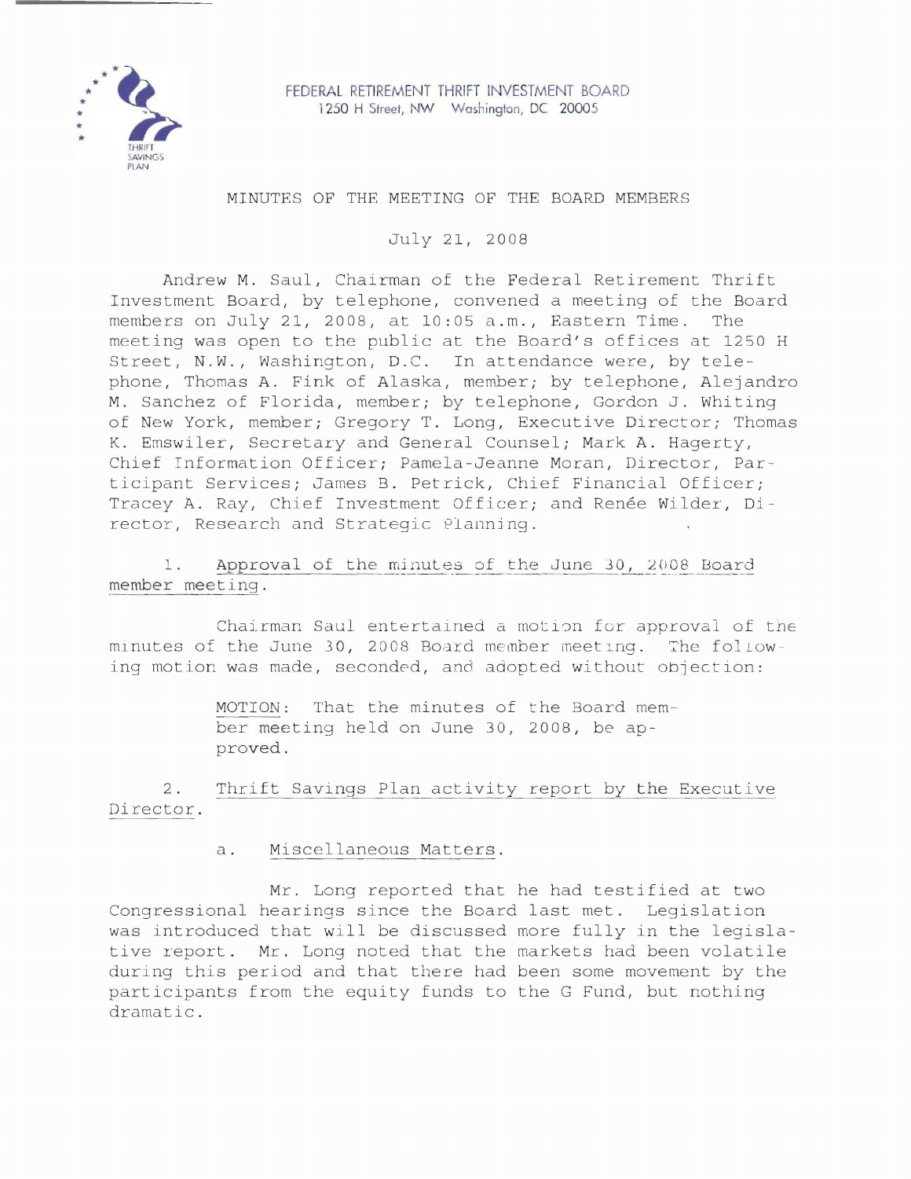FEDERAL RETIREMENT THRIFT INVESTMENT BOARD
1250 H Street, NW Washington, DC 20005

# MINUTES OF THE MEETING OF THE BOARD MEMBERS

July 21, 2008

Andrew M. Saul, Chairman of the Federal Retirement Thrift Investment Board, by telephone, convened a meeting of the Board members on July 21, 2008, at 10:05 a.m., Eastern Time. The meeting was open to the public at the Board's offices at 1250 H Street, N.W., Washington, D.C. In attendance were, by telephone, Thomas A. Fink of Alaska, member; by telephone, Alejandro M. Sanchez of Florida, member; by telephone, Gordon J. Whiting of New York, member; Gregory T. Long, Executive Director; Thomas K. Emswiler, Secretary and General Counsel; Mark A. Hagerty, Chief Information Officer; Pamela-Jeanne Moran, Director, Participant Services; James B. Petrick, Chief Financial Officer; Tracey A. Ray, Chief Investment Officer; and Renée Wilder, Director, Research and Strategic Planning.

1. Approval of the minutes of the June 30, 2008 Board member meeting.

Chairman Saul entertained a motion for approval of the minutes of the June 30, 2008 Board member meeting. The following motion was made, seconded, and adopted without objection:

> MOTION: That the minutes of the Board member meeting held on June 30, 2008, be approved.

2. Thrift Savings Plan activity report by the Executive Director.

a. Miscellaneous Matters.

Mr. Long reported that he had testified at two Congressional hearings since the Board last met. Legislation was introduced that will be discussed more fully in the legislative report. Mr. Long noted that the markets had been volatile during this period and that there had been some movement by the participants from the equity funds to the G Fund, but nothing dramatic.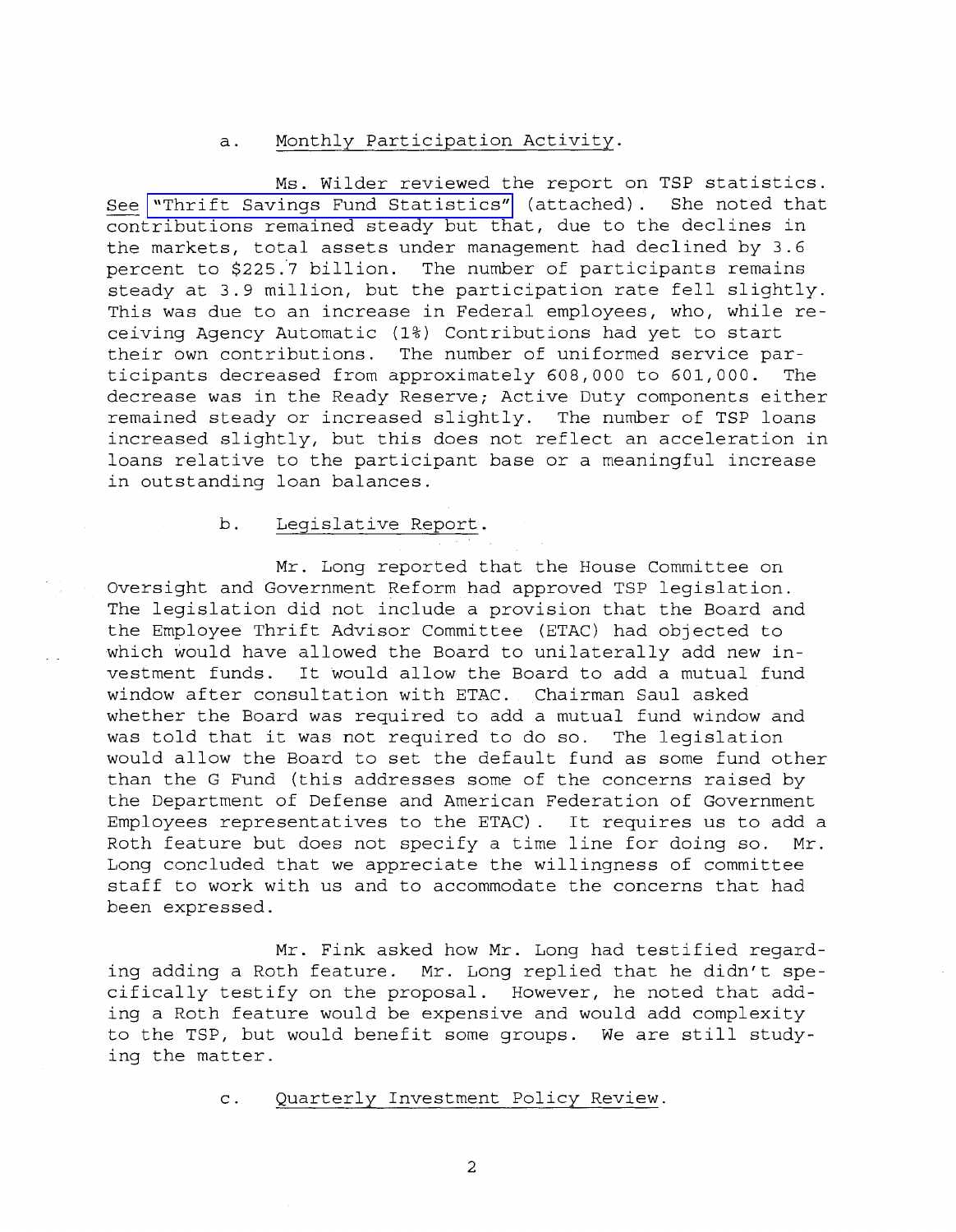a. Monthly Participation Activity.

Ms. Wilder reviewed the report on TSP statistics. See "Thrift Savings Fund Statistics" (attached). She noted that contributions remained steady but that, due to the declines in the markets, total assets under management had declined by 3.6 percent to $225.7 billion. The number of participants remains steady at 3.9 million, but the participation rate fell slightly. This was due to an increase in Federal employees, who, while receiving Agency Automatic (1%) Contributions had yet to start their own contributions. The number of uniformed service participants decreased from approximately 608,000 to 601,000. The decrease was in the Ready Reserve; Active Duty components either remained steady or increased slightly. The number of TSP loans increased slightly, but this does not reflect an acceleration in loans relative to the participant base or a meaningful increase in outstanding loan balances.

b. Legislative Report.

Mr. Long reported that the House Committee on Oversight and Government Reform had approved TSP legislation. The legislation did not include a provision that the Board and the Employee Thrift Advisor Committee (ETAC) had objected to which would have allowed the Board to unilaterally add new investment funds. It would allow the Board to add a mutual fund window after consultation with ETAC. Chairman Saul asked whether the Board was required to add a mutual fund window and was told that it was not required to do so. The legislation would allow the Board to set the default fund as some fund other than the G Fund (this addresses some of the concerns raised by the Department of Defense and American Federation of Government Employees representatives to the ETAC). It requires us to add a Roth feature but does not specify a time line for doing so. Mr. Long concluded that we appreciate the willingness of committee staff to work with us and to accommodate the concerns that had been expressed.

Mr. Fink asked how Mr. Long had testified regarding adding a Roth feature. Mr. Long replied that he didn't specifically testify on the proposal. However, he noted that adding a Roth feature would be expensive and would add complexity to the TSP, but would benefit some groups. We are still studying the matter.

c. Quarterly Investment Policy Review.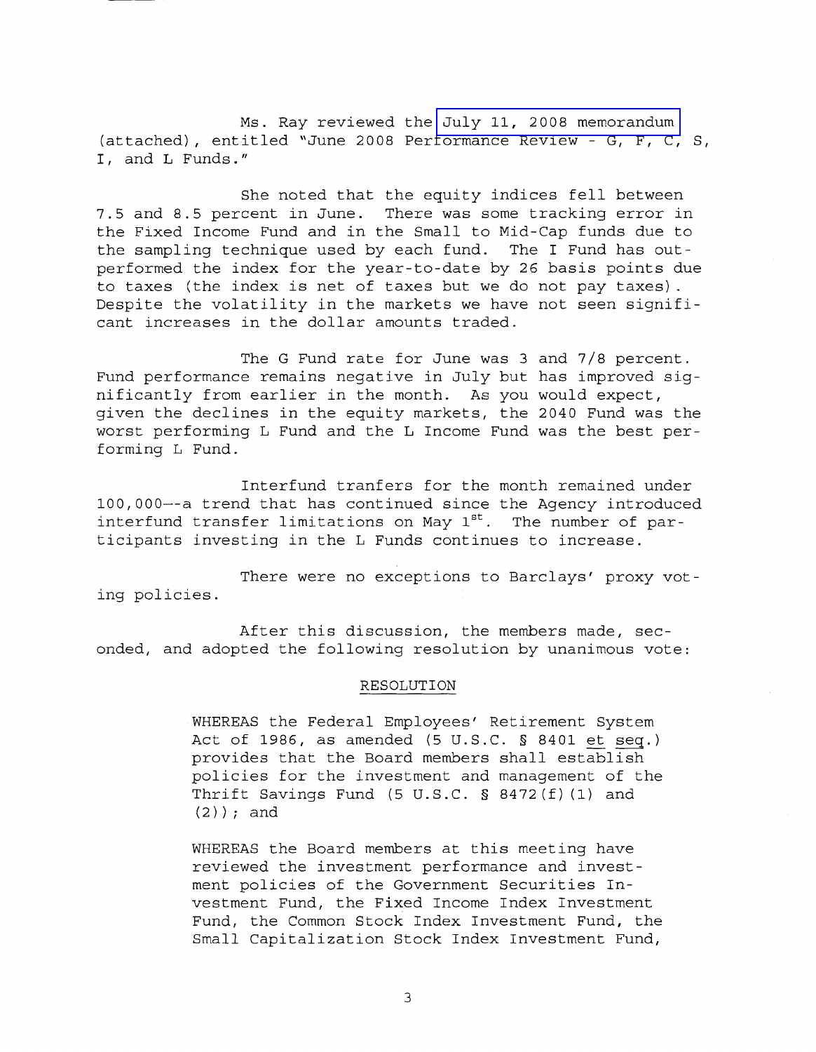Ms. Ray reviewed the July 11, 2008 memorandum (attached), entitled "June 2008 Performance Review - G, F, C, S, I, and L Funds."

She noted that the equity indices fell between 7.5 and 8.5 percent in June. There was some tracking error in the Fixed Income Fund and in the Small to Mid-Cap funds due to the sampling technique used by each fund. The I Fund has outperformed the index for the year-to-date by 26 basis points due to taxes (the index is net of taxes but we do not pay taxes). Despite the volatility in the markets we have not seen significant increases in the dollar amounts traded.

The G Fund rate for June was 3 and 7/8 percent. Fund performance remains negative in July but has improved significantly from earlier in the month. As you would expect, given the declines in the equity markets, the 2040 Fund was the worst performing L Fund and the L Income Fund was the best performing L Fund.

Interfund tranfers for the month remained under 100,000--a trend that has continued since the Agency introduced interfund transfer limitations on May 1st. The number of participants investing in the L Funds continues to increase.

There were no exceptions to Barclays' proxy voting policies.

After this discussion, the members made, seconded, and adopted the following resolution by unanimous vote:

RESOLUTION

> WHEREAS the Federal Employees' Retirement System Act of 1986, as amended (5 U.S.C. § 8401 et seq.) provides that the Board members shall establish policies for the investment and management of the Thrift Savings Fund (5 U.S.C. § 8472(f)(1) and (2)); and
>
> WHEREAS the Board members at this meeting have reviewed the investment performance and investment policies of the Government Securities Investment Fund, the Fixed Income Index Investment Fund, the Common Stock Index Investment Fund, the Small Capitalization Stock Index Investment Fund,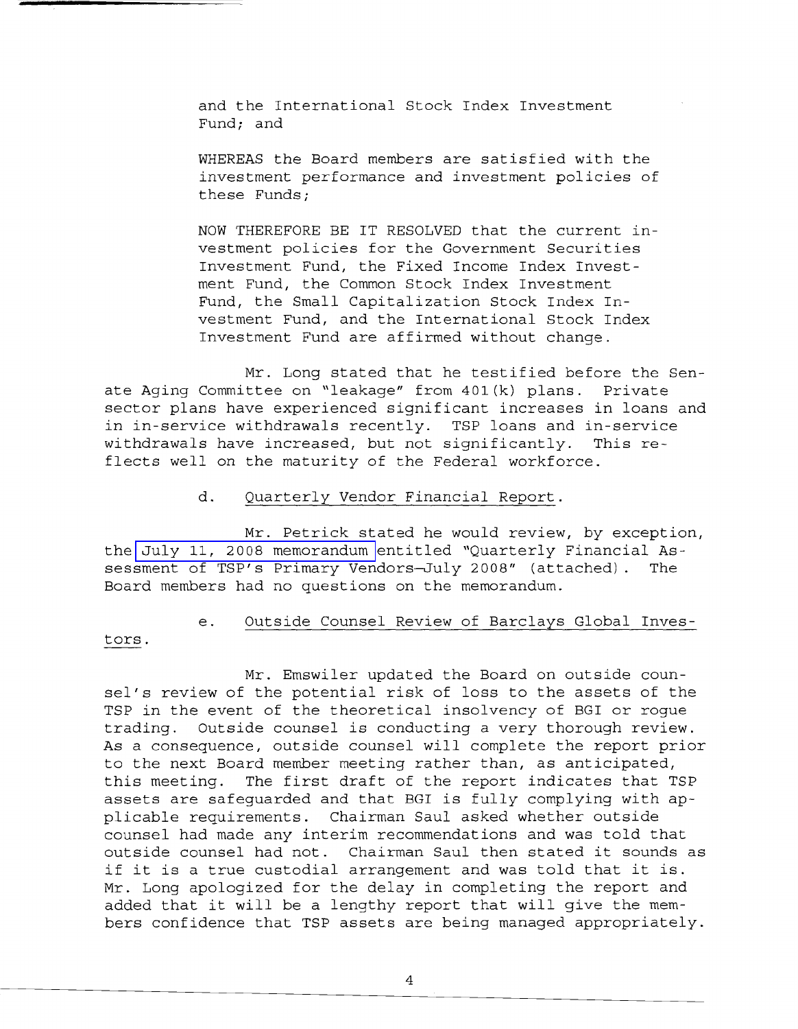and the International Stock Index Investment Fund; and

WHEREAS the Board members are satisfied with the investment performance and investment policies of these Funds;

NOW THEREFORE BE IT RESOLVED that the current investment policies for the Government Securities Investment Fund, the Fixed Income Index Investment Fund, the Common Stock Index Investment Fund, the Small Capitalization Stock Index Investment Fund, and the International Stock Index Investment Fund are affirmed without change.

Mr. Long stated that he testified before the Senate Aging Committee on "leakage" from 401(k) plans. Private sector plans have experienced significant increases in loans and in in-service withdrawals recently. TSP loans and in-service withdrawals have increased, but not significantly. This reflects well on the maturity of the Federal workforce.

d. Quarterly Vendor Financial Report.

Mr. Petrick stated he would review, by exception, the July 11, 2008 memorandum entitled "Quarterly Financial Assessment of TSP's Primary Vendors—July 2008" (attached). The Board members had no questions on the memorandum.

e. Outside Counsel Review of Barclays Global Investors.

Mr. Emswiler updated the Board on outside counsel's review of the potential risk of loss to the assets of the TSP in the event of the theoretical insolvency of BGI or rogue trading. Outside counsel is conducting a very thorough review. As a consequence, outside counsel will complete the report prior to the next Board member meeting rather than, as anticipated, this meeting. The first draft of the report indicates that TSP assets are safeguarded and that BGI is fully complying with applicable requirements. Chairman Saul asked whether outside counsel had made any interim recommendations and was told that outside counsel had not. Chairman Saul then stated it sounds as if it is a true custodial arrangement and was told that it is. Mr. Long apologized for the delay in completing the report and added that it will be a lengthy report that will give the members confidence that TSP assets are being managed appropriately.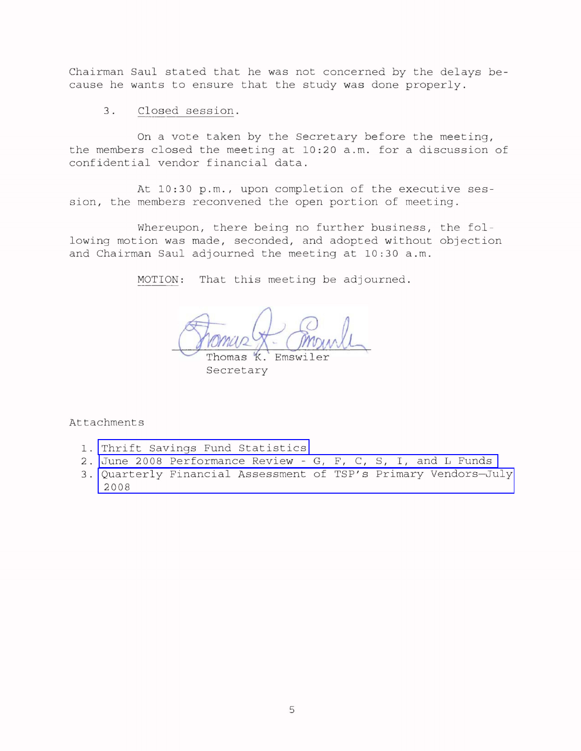Chairman Saul stated that he was not concerned by the delays because he wants to ensure that the study was done properly.

3. Closed session.

On a vote taken by the Secretary before the meeting, the members closed the meeting at 10:20 a.m. for a discussion of confidential vendor financial data.

At 10:30 p.m., upon completion of the executive session, the members reconvened the open portion of meeting.

Whereupon, there being no further business, the following motion was made, seconded, and adopted without objection and Chairman Saul adjourned the meeting at 10:30 a.m.

MOTION: That this meeting be adjourned.

Thomas K. Emswiler
Secretary

Attachments

1. Thrift Savings Fund Statistics
2. June 2008 Performance Review - G, F, C, S, I, and L Funds
3. Quarterly Financial Assessment of TSP's Primary Vendors—July 2008